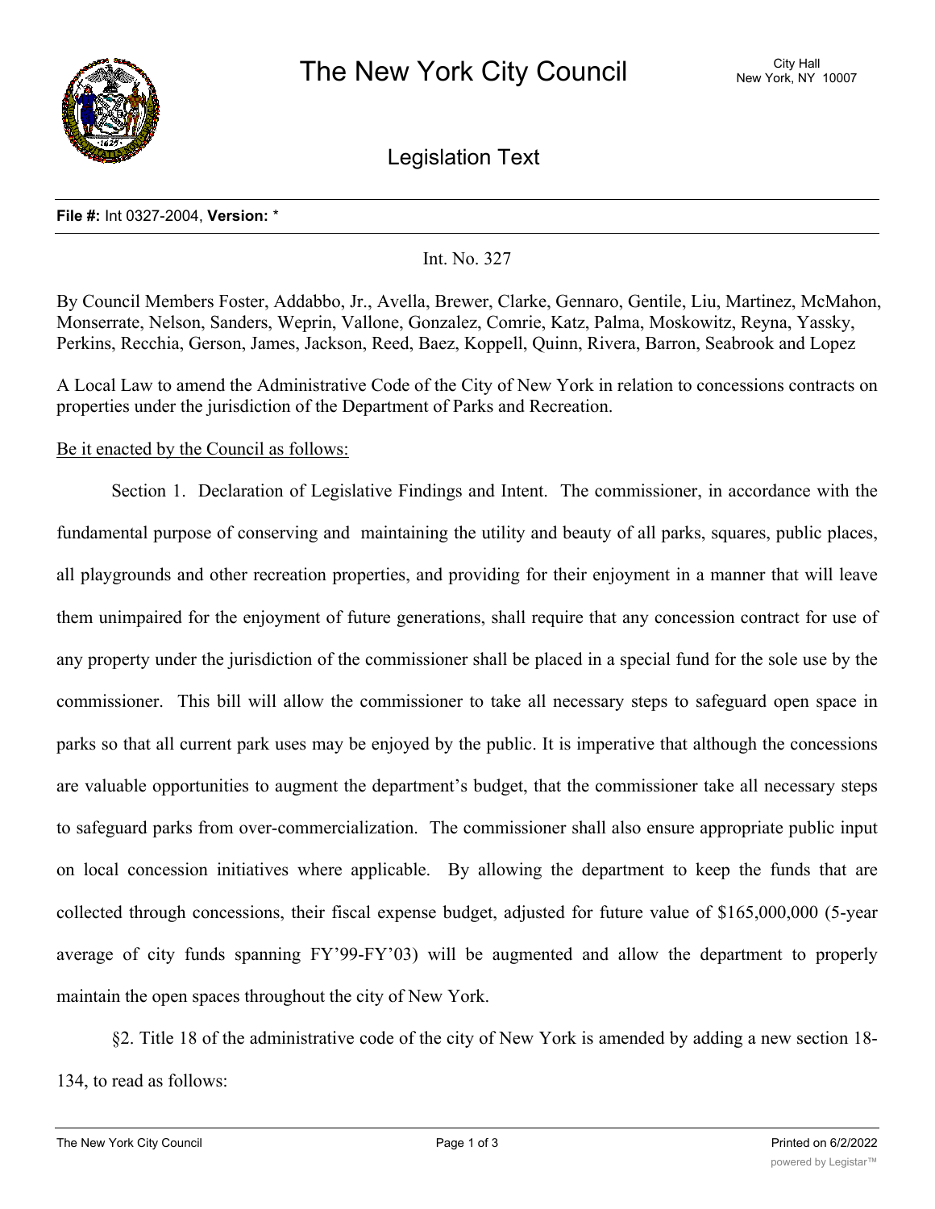# The New York City Council

City Hall
New York, NY 10007

## Legislation Text

**File #:** Int 0327-2004, **Version:** *

Int. No. 327

By Council Members Foster, Addabbo, Jr., Avella, Brewer, Clarke, Gennaro, Gentile, Liu, Martinez, McMahon, Monserrate, Nelson, Sanders, Weprin, Vallone, Gonzalez, Comrie, Katz, Palma, Moskowitz, Reyna, Yassky, Perkins, Recchia, Gerson, James, Jackson, Reed, Baez, Koppell, Quinn, Rivera, Barron, Seabrook and Lopez

A Local Law to amend the Administrative Code of the City of New York in relation to concessions contracts on properties under the jurisdiction of the Department of Parks and Recreation.

Be it enacted by the Council as follows:

Section 1. Declaration of Legislative Findings and Intent. The commissioner, in accordance with the fundamental purpose of conserving and maintaining the utility and beauty of all parks, squares, public places, all playgrounds and other recreation properties, and providing for their enjoyment in a manner that will leave them unimpaired for the enjoyment of future generations, shall require that any concession contract for use of any property under the jurisdiction of the commissioner shall be placed in a special fund for the sole use by the commissioner. This bill will allow the commissioner to take all necessary steps to safeguard open space in parks so that all current park uses may be enjoyed by the public. It is imperative that although the concessions are valuable opportunities to augment the department's budget, that the commissioner take all necessary steps to safeguard parks from over-commercialization. The commissioner shall also ensure appropriate public input on local concession initiatives where applicable. By allowing the department to keep the funds that are collected through concessions, their fiscal expense budget, adjusted for future value of $165,000,000 (5-year average of city funds spanning FY'99-FY'03) will be augmented and allow the department to properly maintain the open spaces throughout the city of New York.

§2. Title 18 of the administrative code of the city of New York is amended by adding a new section 18-134, to read as follows: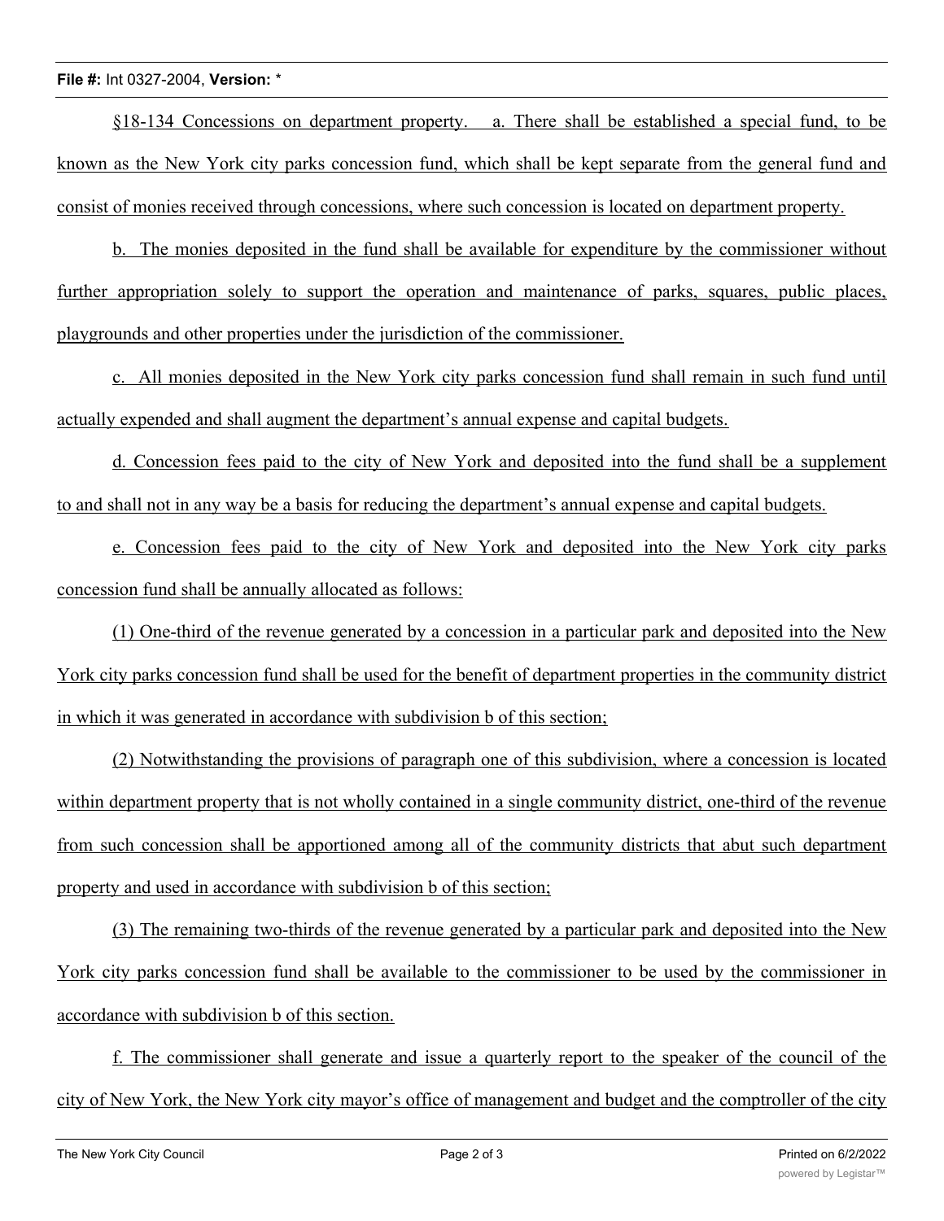§18-134 Concessions on department property. a. There shall be established a special fund, to be known as the New York city parks concession fund, which shall be kept separate from the general fund and consist of monies received through concessions, where such concession is located on department property.

b. The monies deposited in the fund shall be available for expenditure by the commissioner without further appropriation solely to support the operation and maintenance of parks, squares, public places, playgrounds and other properties under the jurisdiction of the commissioner.

c. All monies deposited in the New York city parks concession fund shall remain in such fund until actually expended and shall augment the department's annual expense and capital budgets.

d. Concession fees paid to the city of New York and deposited into the fund shall be a supplement to and shall not in any way be a basis for reducing the department's annual expense and capital budgets.

e. Concession fees paid to the city of New York and deposited into the New York city parks concession fund shall be annually allocated as follows:

(1) One-third of the revenue generated by a concession in a particular park and deposited into the New York city parks concession fund shall be used for the benefit of department properties in the community district in which it was generated in accordance with subdivision b of this section;

(2) Notwithstanding the provisions of paragraph one of this subdivision, where a concession is located within department property that is not wholly contained in a single community district, one-third of the revenue from such concession shall be apportioned among all of the community districts that abut such department property and used in accordance with subdivision b of this section;

(3) The remaining two-thirds of the revenue generated by a particular park and deposited into the New York city parks concession fund shall be available to the commissioner to be used by the commissioner in accordance with subdivision b of this section.

f. The commissioner shall generate and issue a quarterly report to the speaker of the council of the city of New York, the New York city mayor's office of management and budget and the comptroller of the city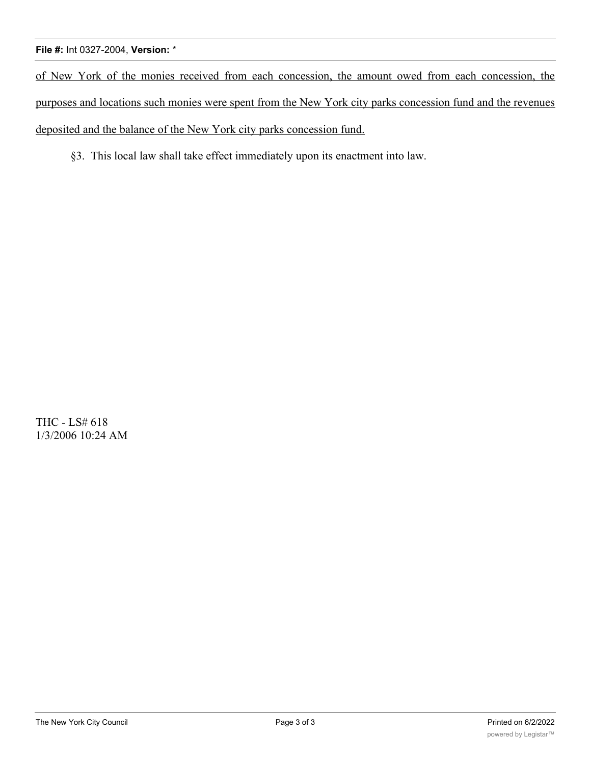of New York of the monies received from each concession, the amount owed from each concession, the purposes and locations such monies were spent from the New York city parks concession fund and the revenues deposited and the balance of the New York city parks concession fund.

§3. This local law shall take effect immediately upon its enactment into law.

THC - LS# 618
1/3/2006 10:24 AM